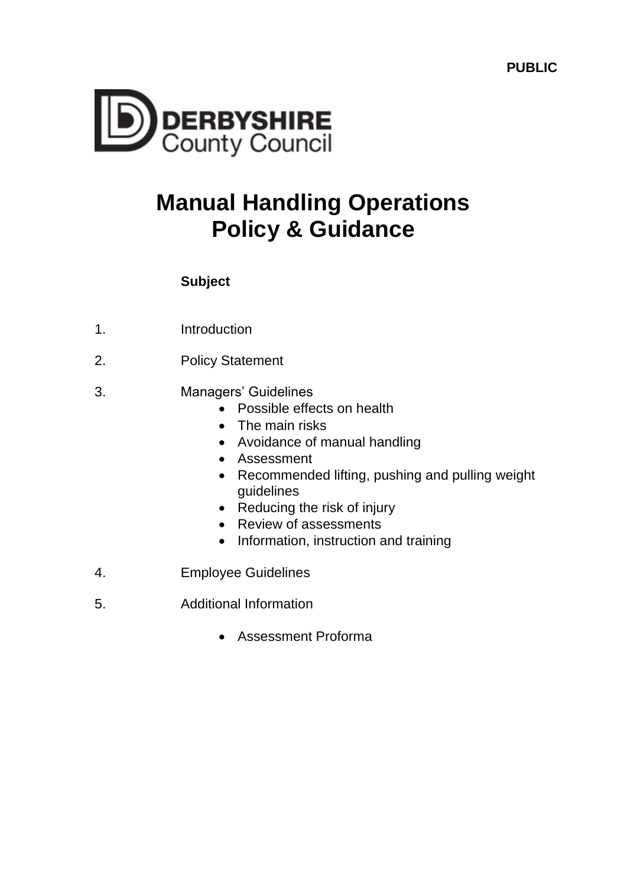PUBLIC

DERBYSHIRE
County Council

# Manual Handling Operations Policy & Guidance

**Subject**

1. Introduction

2. Policy Statement

3. Managers' Guidelines
    - Possible effects on health
    - The main risks
    - Avoidance of manual handling
    - Assessment
    - Recommended lifting, pushing and pulling weight guidelines
    - Reducing the risk of injury
    - Review of assessments
    - Information, instruction and training

4. Employee Guidelines

5. Additional Information
    - Assessment Proforma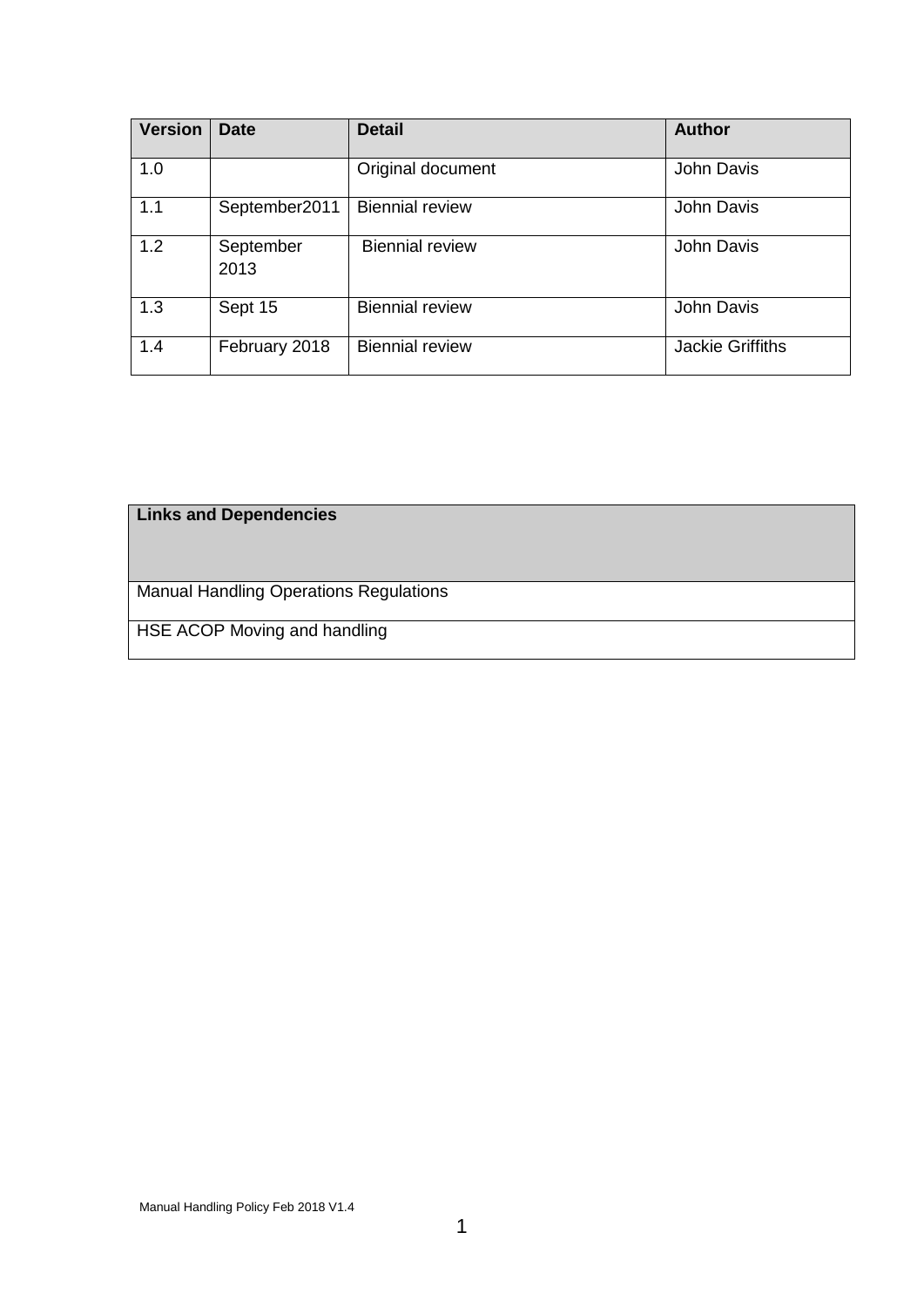| Version | Date | Detail | Author |
|---|---|---|---|
| 1.0 | | Original document | John Davis |
| 1.1 | September2011 | Biennial review | John Davis |
| 1.2 | September 2013 | Biennial review | John Davis |
| 1.3 | Sept 15 | Biennial review | John Davis |
| 1.4 | February 2018 | Biennial review | Jackie Griffiths |

| Links and Dependencies |
|---|
| Manual Handling Operations Regulations |
| HSE ACOP Moving and handling |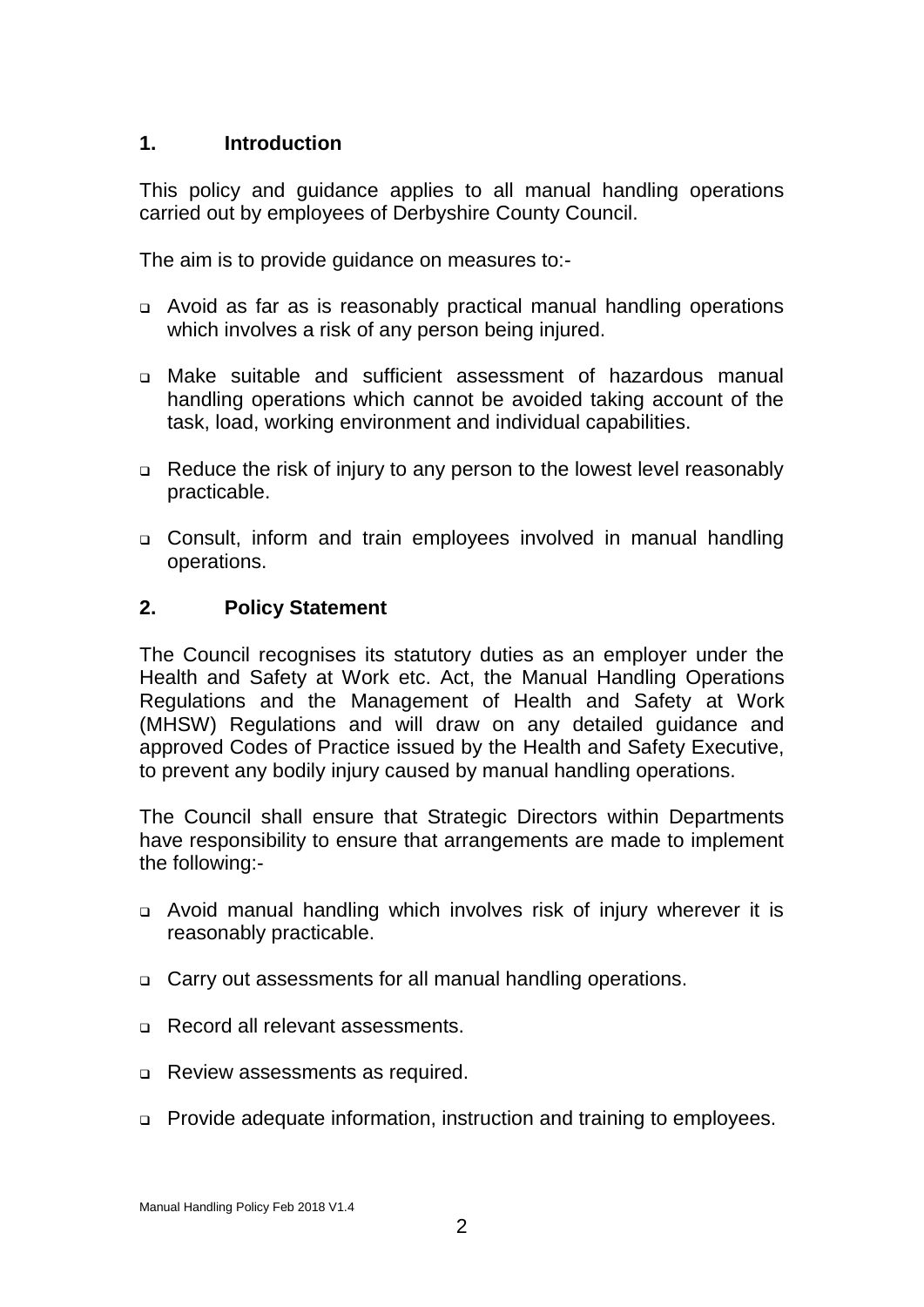## 1. Introduction

This policy and guidance applies to all manual handling operations carried out by employees of Derbyshire County Council.

The aim is to provide guidance on measures to:-

- Avoid as far as is reasonably practical manual handling operations which involves a risk of any person being injured.
- Make suitable and sufficient assessment of hazardous manual handling operations which cannot be avoided taking account of the task, load, working environment and individual capabilities.
- Reduce the risk of injury to any person to the lowest level reasonably practicable.
- Consult, inform and train employees involved in manual handling operations.

## 2. Policy Statement

The Council recognises its statutory duties as an employer under the Health and Safety at Work etc. Act, the Manual Handling Operations Regulations and the Management of Health and Safety at Work (MHSW) Regulations and will draw on any detailed guidance and approved Codes of Practice issued by the Health and Safety Executive, to prevent any bodily injury caused by manual handling operations.

The Council shall ensure that Strategic Directors within Departments have responsibility to ensure that arrangements are made to implement the following:-

- Avoid manual handling which involves risk of injury wherever it is reasonably practicable.
- Carry out assessments for all manual handling operations.
- Record all relevant assessments.
- Review assessments as required.
- Provide adequate information, instruction and training to employees.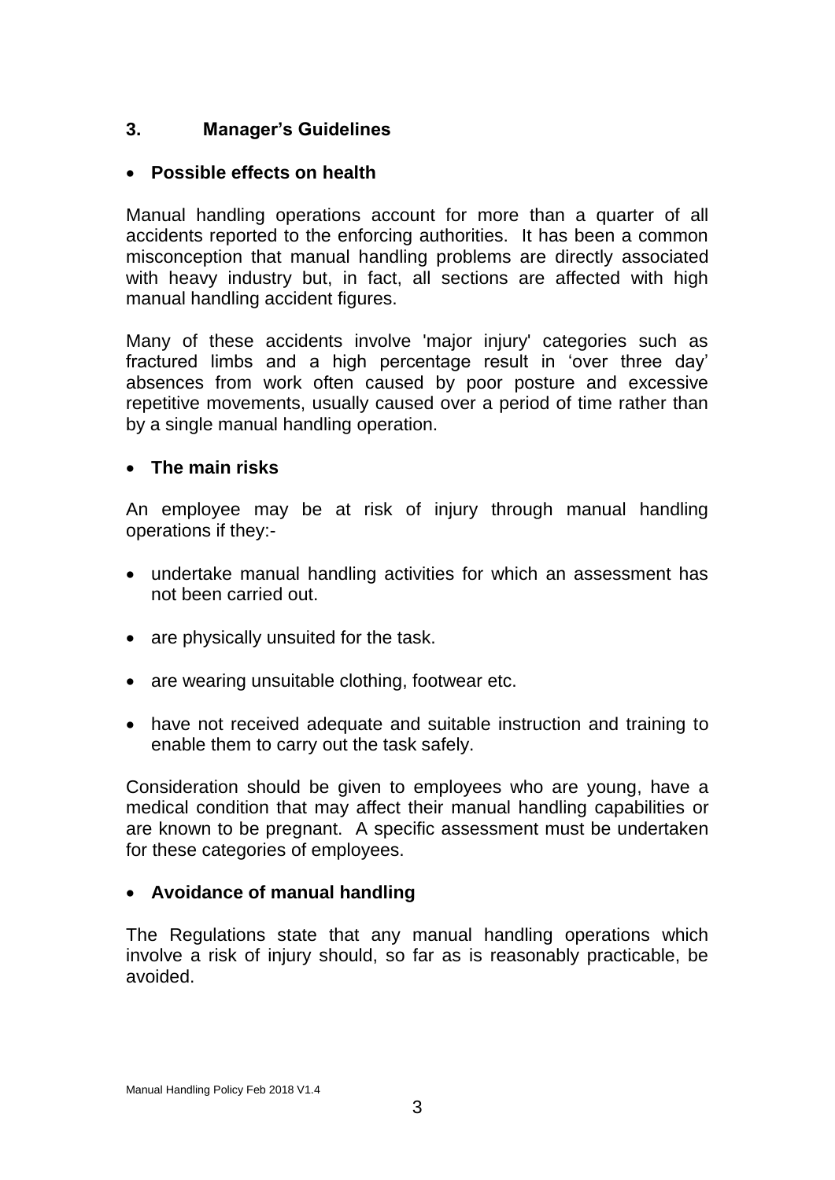## 3. Manager's Guidelines

- **Possible effects on health**

Manual handling operations account for more than a quarter of all accidents reported to the enforcing authorities. It has been a common misconception that manual handling problems are directly associated with heavy industry but, in fact, all sections are affected with high manual handling accident figures.

Many of these accidents involve 'major injury' categories such as fractured limbs and a high percentage result in 'over three day' absences from work often caused by poor posture and excessive repetitive movements, usually caused over a period of time rather than by a single manual handling operation.

- **The main risks**

An employee may be at risk of injury through manual handling operations if they:-

- undertake manual handling activities for which an assessment has not been carried out.
- are physically unsuited for the task.
- are wearing unsuitable clothing, footwear etc.
- have not received adequate and suitable instruction and training to enable them to carry out the task safely.

Consideration should be given to employees who are young, have a medical condition that may affect their manual handling capabilities or are known to be pregnant. A specific assessment must be undertaken for these categories of employees.

- **Avoidance of manual handling**

The Regulations state that any manual handling operations which involve a risk of injury should, so far as is reasonably practicable, be avoided.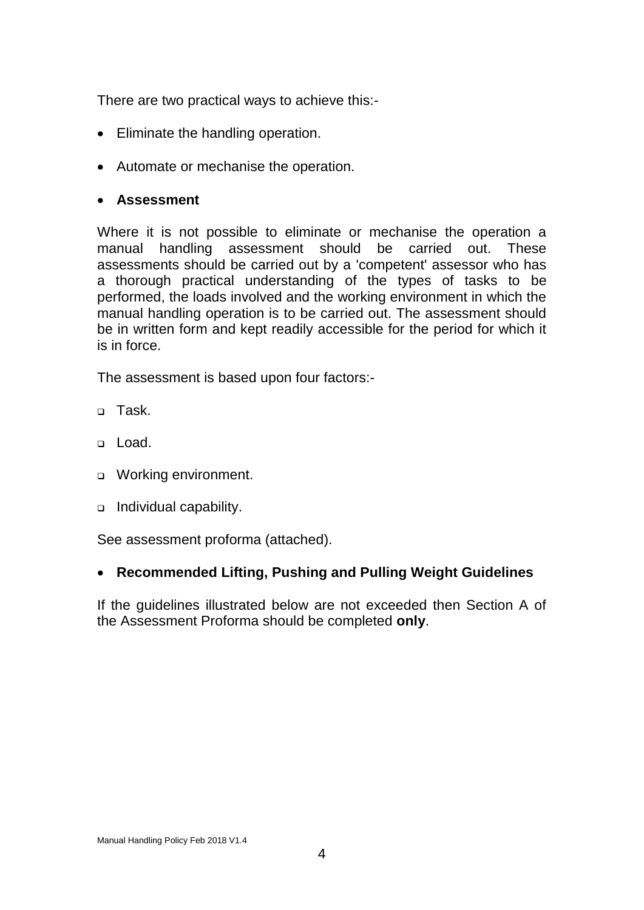There are two practical ways to achieve this:-

- Eliminate the handling operation.
- Automate or mechanise the operation.

- **Assessment**

Where it is not possible to eliminate or mechanise the operation a manual handling assessment should be carried out. These assessments should be carried out by a 'competent' assessor who has a thorough practical understanding of the types of tasks to be performed, the loads involved and the working environment in which the manual handling operation is to be carried out. The assessment should be in written form and kept readily accessible for the period for which it is in force.

The assessment is based upon four factors:-

- Task.
- Load.
- Working environment.
- Individual capability.

See assessment proforma (attached).

- **Recommended Lifting, Pushing and Pulling Weight Guidelines**

If the guidelines illustrated below are not exceeded then Section A of the Assessment Proforma should be completed **only**.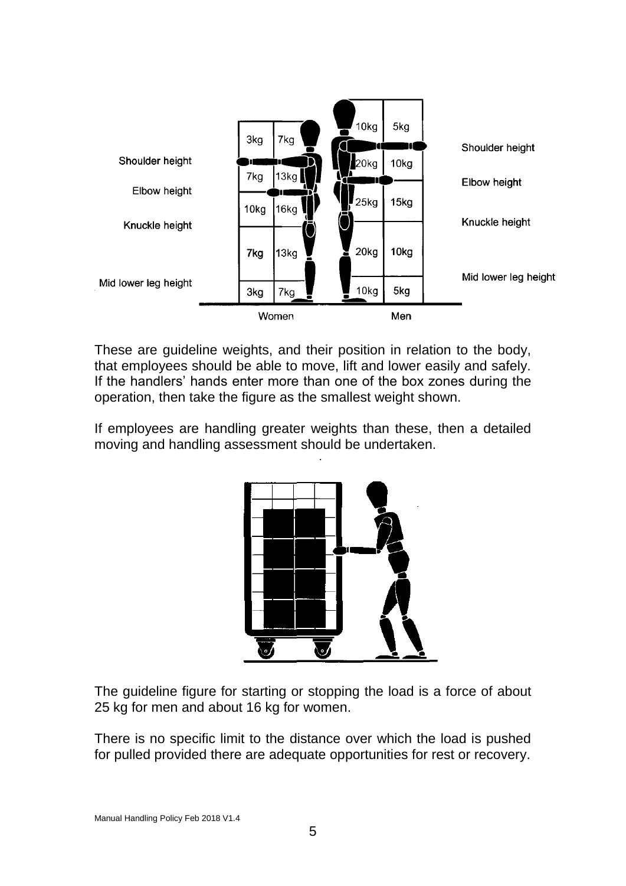| | Women | | Men | | |
|---|---|---|---|---|---|
| | 3kg | 7kg | 10kg | 5kg | |
| Shoulder height | | | | | Shoulder height |
| | 7kg | 13kg | 20kg | 10kg | |
| Elbow height | | | | | Elbow height |
| | 10kg | 16kg | 25kg | 15kg | |
| Knuckle height | | | | | Knuckle height |
| | 7kg | 13kg | 20kg | 10kg | |
| Mid lower leg height | | | | | Mid lower leg height |
| | 3kg | 7kg | 10kg | 5kg | |

These are guideline weights, and their position in relation to the body, that employees should be able to move, lift and lower easily and safely. If the handlers' hands enter more than one of the box zones during the operation, then take the figure as the smallest weight shown.

If employees are handling greater weights than these, then a detailed moving and handling assessment should be undertaken.

The guideline figure for starting or stopping the load is a force of about 25 kg for men and about 16 kg for women.

There is no specific limit to the distance over which the load is pushed for pulled provided there are adequate opportunities for rest or recovery.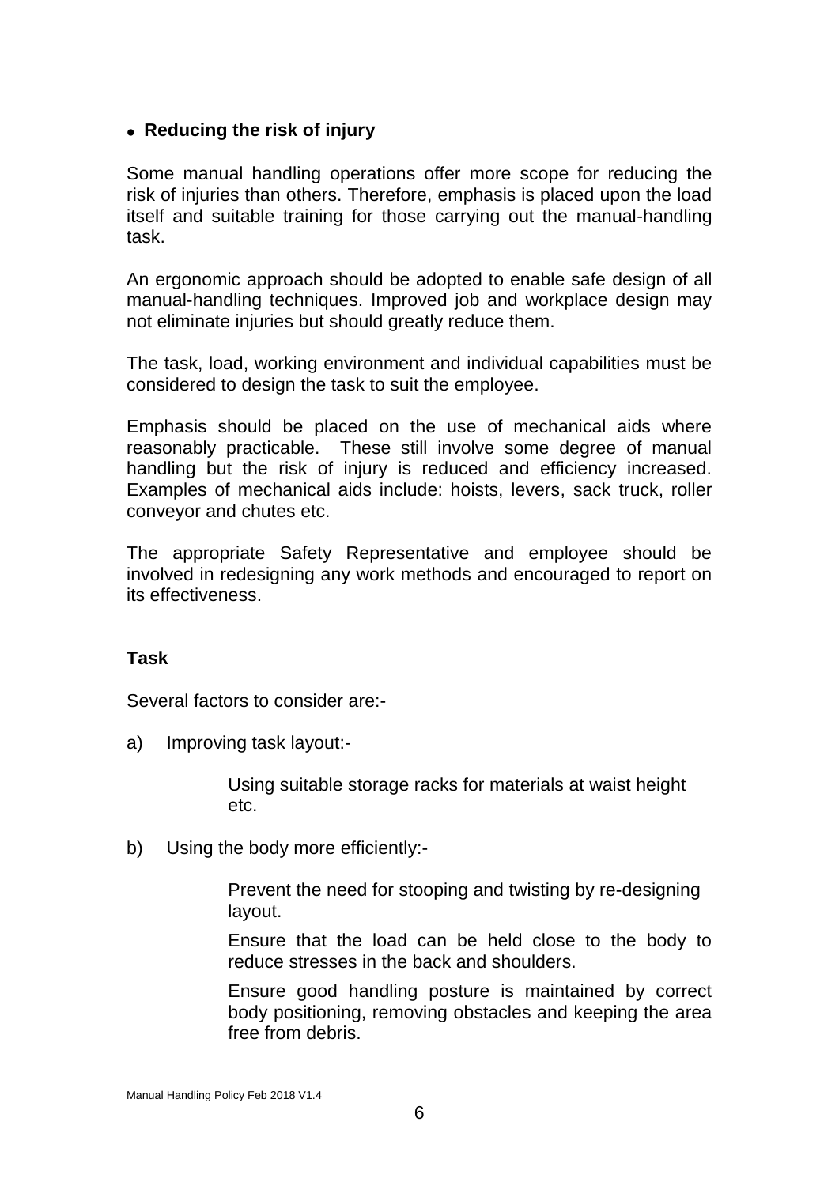- **Reducing the risk of injury**

Some manual handling operations offer more scope for reducing the risk of injuries than others. Therefore, emphasis is placed upon the load itself and suitable training for those carrying out the manual-handling task.

An ergonomic approach should be adopted to enable safe design of all manual-handling techniques. Improved job and workplace design may not eliminate injuries but should greatly reduce them.

The task, load, working environment and individual capabilities must be considered to design the task to suit the employee.

Emphasis should be placed on the use of mechanical aids where reasonably practicable. These still involve some degree of manual handling but the risk of injury is reduced and efficiency increased. Examples of mechanical aids include: hoists, levers, sack truck, roller conveyor and chutes etc.

The appropriate Safety Representative and employee should be involved in redesigning any work methods and encouraged to report on its effectiveness.

**Task**

Several factors to consider are:-

a) Improving task layout:-

   Using suitable storage racks for materials at waist height etc.

b) Using the body more efficiently:-

   Prevent the need for stooping and twisting by re-designing layout.

   Ensure that the load can be held close to the body to reduce stresses in the back and shoulders.

   Ensure good handling posture is maintained by correct body positioning, removing obstacles and keeping the area free from debris.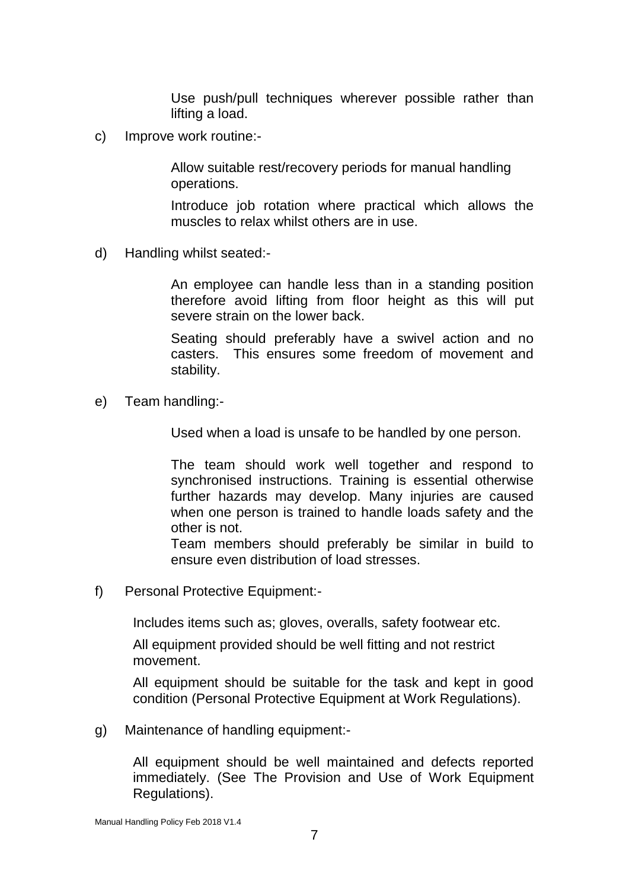Use push/pull techniques wherever possible rather than lifting a load.

c) Improve work routine:-

Allow suitable rest/recovery periods for manual handling operations.

Introduce job rotation where practical which allows the muscles to relax whilst others are in use.

d) Handling whilst seated:-

An employee can handle less than in a standing position therefore avoid lifting from floor height as this will put severe strain on the lower back.

Seating should preferably have a swivel action and no casters. This ensures some freedom of movement and stability.

e) Team handling:-

Used when a load is unsafe to be handled by one person.

The team should work well together and respond to synchronised instructions. Training is essential otherwise further hazards may develop. Many injuries are caused when one person is trained to handle loads safety and the other is not.

Team members should preferably be similar in build to ensure even distribution of load stresses.

f) Personal Protective Equipment:-

Includes items such as; gloves, overalls, safety footwear etc.

All equipment provided should be well fitting and not restrict movement.

All equipment should be suitable for the task and kept in good condition (Personal Protective Equipment at Work Regulations).

g) Maintenance of handling equipment:-

All equipment should be well maintained and defects reported immediately. (See The Provision and Use of Work Equipment Regulations).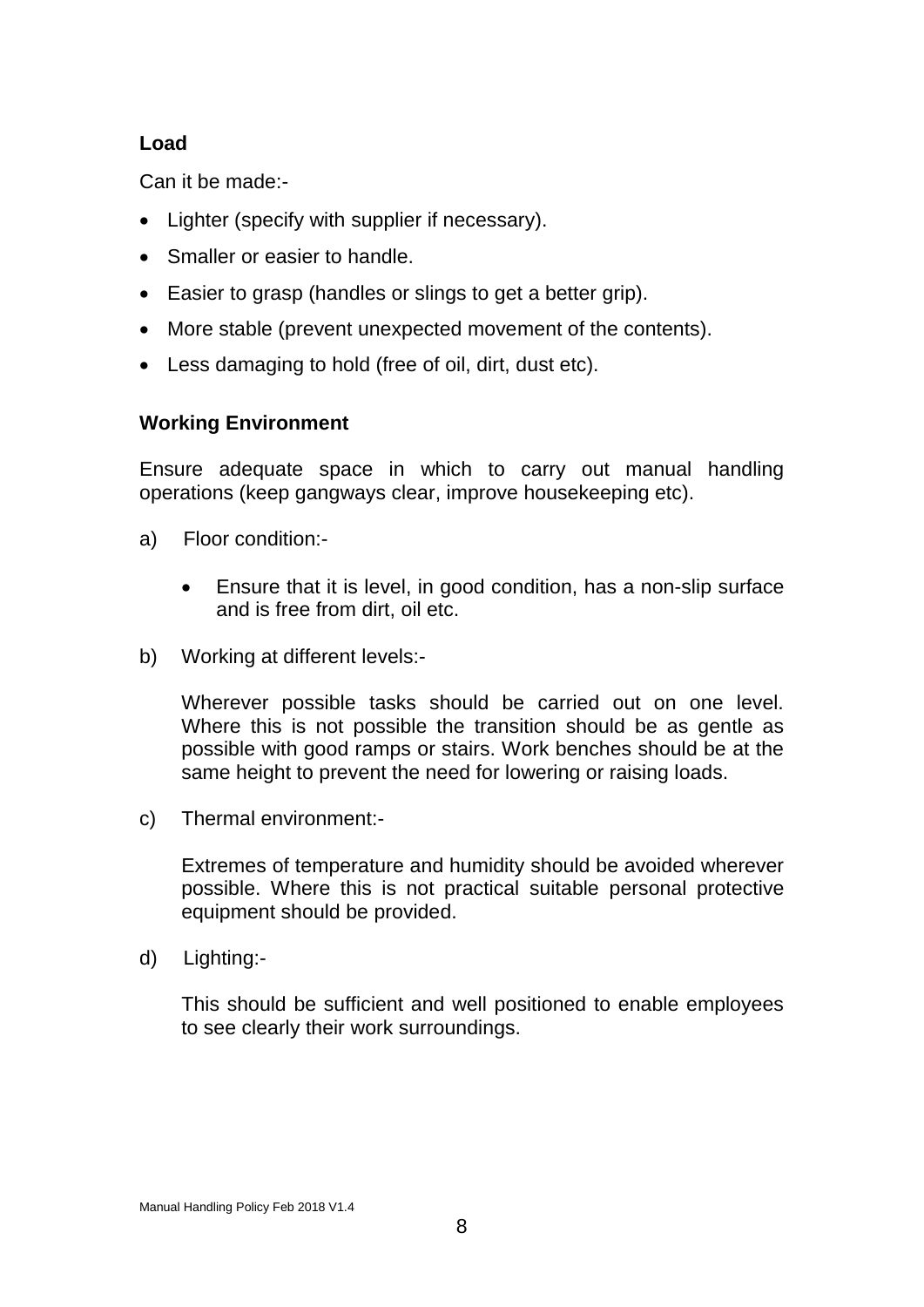**Load**

Can it be made:-

- Lighter (specify with supplier if necessary).
- Smaller or easier to handle.
- Easier to grasp (handles or slings to get a better grip).
- More stable (prevent unexpected movement of the contents).
- Less damaging to hold (free of oil, dirt, dust etc).

**Working Environment**

Ensure adequate space in which to carry out manual handling operations (keep gangways clear, improve housekeeping etc).

a) Floor condition:-

- Ensure that it is level, in good condition, has a non-slip surface and is free from dirt, oil etc.

b) Working at different levels:-

Wherever possible tasks should be carried out on one level. Where this is not possible the transition should be as gentle as possible with good ramps or stairs. Work benches should be at the same height to prevent the need for lowering or raising loads.

c) Thermal environment:-

Extremes of temperature and humidity should be avoided wherever possible. Where this is not practical suitable personal protective equipment should be provided.

d) Lighting:-

This should be sufficient and well positioned to enable employees to see clearly their work surroundings.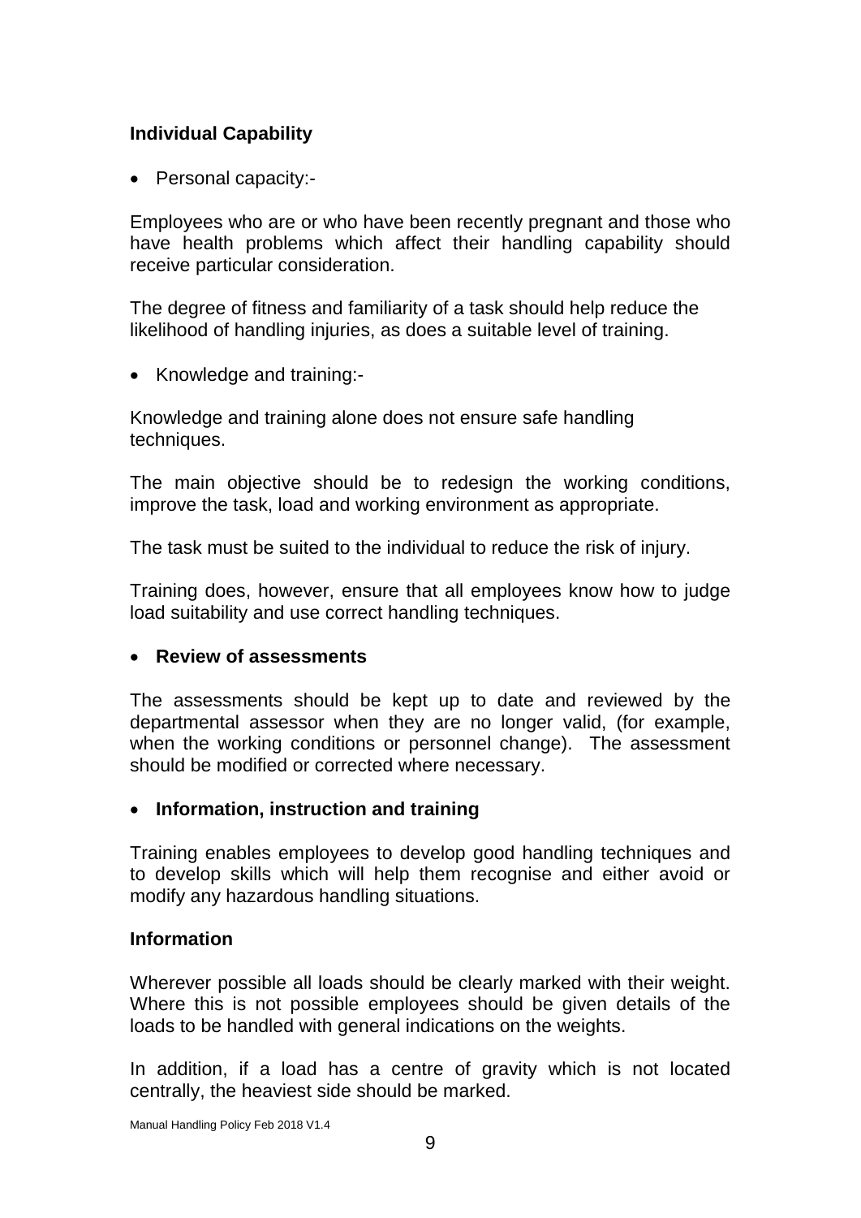### Individual Capability

- Personal capacity:-

Employees who are or who have been recently pregnant and those who have health problems which affect their handling capability should receive particular consideration.

The degree of fitness and familiarity of a task should help reduce the likelihood of handling injuries, as does a suitable level of training.

- Knowledge and training:-

Knowledge and training alone does not ensure safe handling techniques.

The main objective should be to redesign the working conditions, improve the task, load and working environment as appropriate.

The task must be suited to the individual to reduce the risk of injury.

Training does, however, ensure that all employees know how to judge load suitability and use correct handling techniques.

- **Review of assessments**

The assessments should be kept up to date and reviewed by the departmental assessor when they are no longer valid, (for example, when the working conditions or personnel change). The assessment should be modified or corrected where necessary.

- **Information, instruction and training**

Training enables employees to develop good handling techniques and to develop skills which will help them recognise and either avoid or modify any hazardous handling situations.

### Information

Wherever possible all loads should be clearly marked with their weight. Where this is not possible employees should be given details of the loads to be handled with general indications on the weights.

In addition, if a load has a centre of gravity which is not located centrally, the heaviest side should be marked.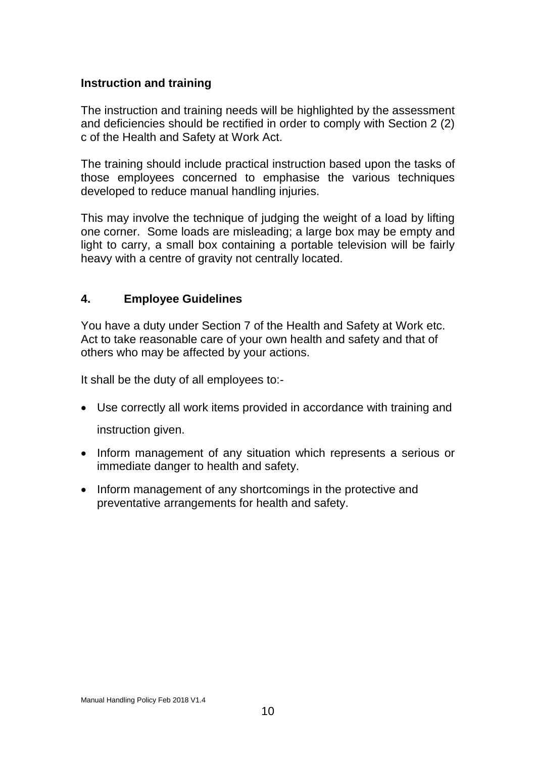### Instruction and training

The instruction and training needs will be highlighted by the assessment and deficiencies should be rectified in order to comply with Section 2 (2) c of the Health and Safety at Work Act.

The training should include practical instruction based upon the tasks of those employees concerned to emphasise the various techniques developed to reduce manual handling injuries.

This may involve the technique of judging the weight of a load by lifting one corner. Some loads are misleading; a large box may be empty and light to carry, a small box containing a portable television will be fairly heavy with a centre of gravity not centrally located.

## 4. Employee Guidelines

You have a duty under Section 7 of the Health and Safety at Work etc. Act to take reasonable care of your own health and safety and that of others who may be affected by your actions.

It shall be the duty of all employees to:-

- Use correctly all work items provided in accordance with training and instruction given.
- Inform management of any situation which represents a serious or immediate danger to health and safety.
- Inform management of any shortcomings in the protective and preventative arrangements for health and safety.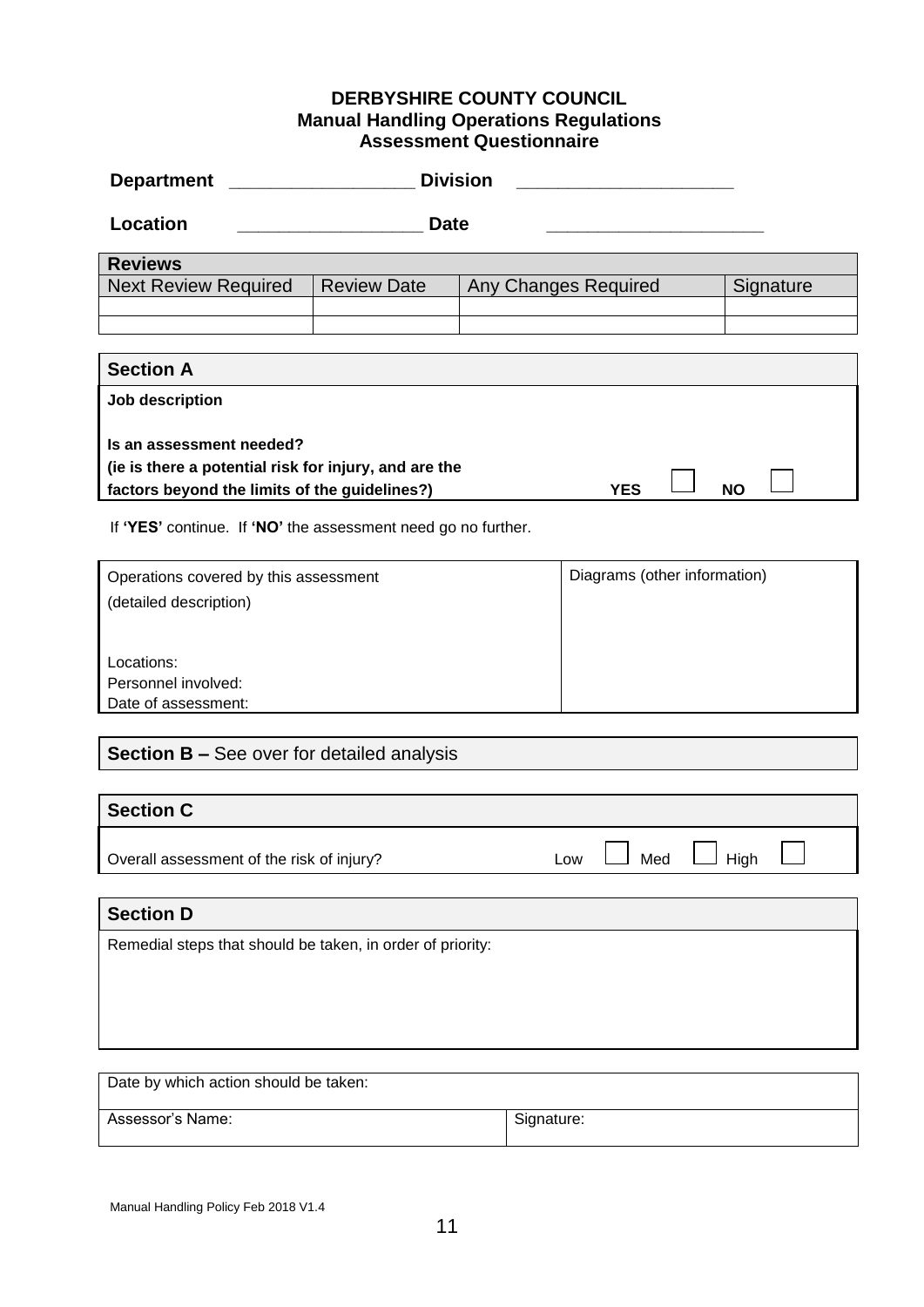# DERBYSHIRE COUNTY COUNCIL
## Manual Handling Operations Regulations
## Assessment Questionnaire

**Department** __________________ **Division** _____________________

**Location** __________________ **Date** _____________________

| Reviews | | | |
|---|---|---|---|
| Next Review Required | Review Date | Any Changes Required | Signature |
| | | | |
| | | | |

### Section A

**Job description**

**Is an assessment needed?**
**(ie is there a potential risk for injury, and are the factors beyond the limits of the guidelines?)** **YES** ☐ **NO** ☐

If **'YES'** continue. If **'NO'** the assessment need go no further.

| Operations covered by this assessment (detailed description) | Diagrams (other information) |
|---|---|
| Locations:<br>Personnel involved:<br>Date of assessment: | |

### Section B – See over for detailed analysis

### Section C

Overall assessment of the risk of injury? Low ☐ Med ☐ High ☐

### Section D

Remedial steps that should be taken, in order of priority:

| Date by which action should be taken: | |
|---|---|
| Assessor's Name: | Signature: |

Manual Handling Policy Feb 2018 V1.4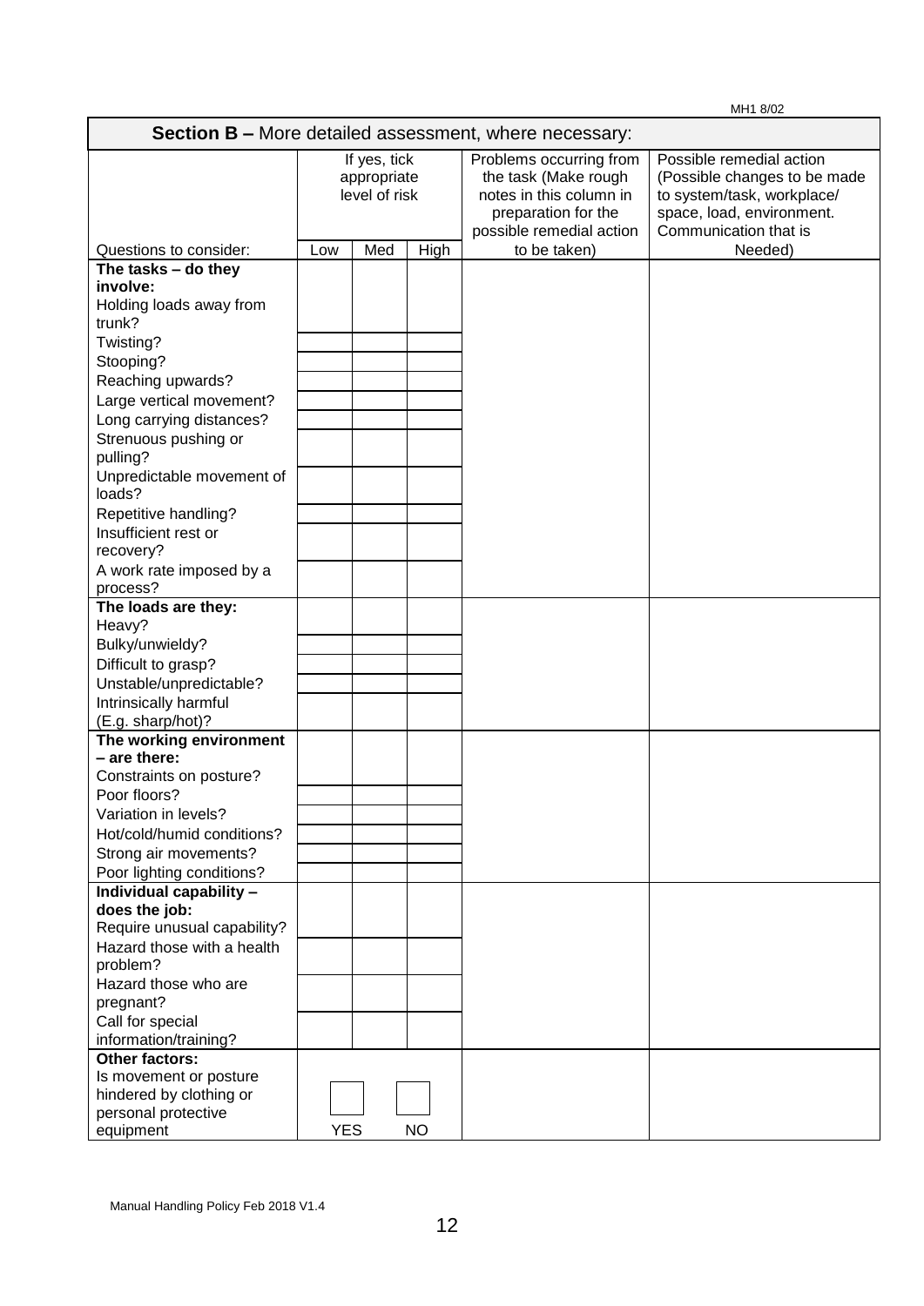MH1 8/02

## Section B – More detailed assessment, where necessary:

| Questions to consider: | If yes, tick appropriate level of risk | | | Problems occurring from the task (Make rough notes in this column in preparation for the possible remedial action to be taken) | Possible remedial action (Possible changes to be made to system/task, workplace/ space, load, environment. Communication that is Needed) |
|---|---|---|---|---|---|
| | Low | Med | High | | |
| **The tasks – do they involve:** | | | | | |
| Holding loads away from trunk? | | | | | |
| Twisting? | | | | | |
| Stooping? | | | | | |
| Reaching upwards? | | | | | |
| Large vertical movement? | | | | | |
| Long carrying distances? | | | | | |
| Strenuous pushing or pulling? | | | | | |
| Unpredictable movement of loads? | | | | | |
| Repetitive handling? | | | | | |
| Insufficient rest or recovery? | | | | | |
| A work rate imposed by a process? | | | | | |
| **The loads are they:** | | | | | |
| Heavy? | | | | | |
| Bulky/unwieldy? | | | | | |
| Difficult to grasp? | | | | | |
| Unstable/unpredictable? | | | | | |
| Intrinsically harmful (E.g. sharp/hot)? | | | | | |
| **The working environment – are there:** | | | | | |
| Constraints on posture? | | | | | |
| Poor floors? | | | | | |
| Variation in levels? | | | | | |
| Hot/cold/humid conditions? | | | | | |
| Strong air movements? | | | | | |
| Poor lighting conditions? | | | | | |
| **Individual capability – does the job:** | | | | | |
| Require unusual capability? | | | | | |
| Hazard those with a health problem? | | | | | |
| Hazard those who are pregnant? | | | | | |
| Call for special information/training? | | | | | |
| **Other factors:** Is movement or posture hindered by clothing or personal protective equipment | YES ☐ | | NO ☐ | | |

Manual Handling Policy Feb 2018 V1.4